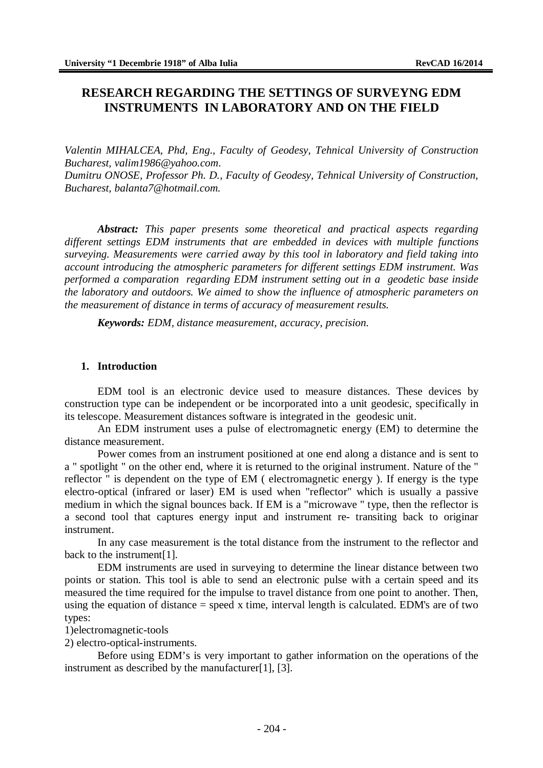# RESEARCH REGARDING THE SETTINGS OF SURVEYNG EDM INSTRUMENTS IN LABORATORY AND ON THE FIELD

*Valentin MIHALCEA, Phd, Eng., Faculty of Geodesy, Tehnical University of Construction Bucharest, valim1986@yahoo.com.*
*Dumitru ONOSE, Professor Ph. D., Faculty of Geodesy, Tehnical University of Construction, Bucharest, balanta7@hotmail.com.*

***Abstract:*** *This paper presents some theoretical and practical aspects regarding different settings EDM instruments that are embedded in devices with multiple functions surveying. Measurements were carried away by this tool in laboratory and field taking into account introducing the atmospheric parameters for different settings EDM instrument. Was performed a comparation regarding EDM instrument setting out in a geodetic base inside the laboratory and outdoors. We aimed to show the influence of atmospheric parameters on the measurement of distance in terms of accuracy of measurement results.*

***Keywords:*** *EDM, distance measurement, accuracy, precision.*

## 1. Introduction

EDM tool is an electronic device used to measure distances. These devices by construction type can be independent or be incorporated into a unit geodesic, specifically in its telescope. Measurement distances software is integrated in the geodesic unit.

An EDM instrument uses a pulse of electromagnetic energy (EM) to determine the distance measurement.

Power comes from an instrument positioned at one end along a distance and is sent to a " spotlight " on the other end, where it is returned to the original instrument. Nature of the " reflector " is dependent on the type of EM ( electromagnetic energy ). If energy is the type electro-optical (infrared or laser) EM is used when "reflector" which is usually a passive medium in which the signal bounces back. If EM is a "microwave " type, then the reflector is a second tool that captures energy input and instrument re- transiting back to originar instrument.

In any case measurement is the total distance from the instrument to the reflector and back to the instrument[1].

EDM instruments are used in surveying to determine the linear distance between two points or station. This tool is able to send an electronic pulse with a certain speed and its measured the time required for the impulse to travel distance from one point to another. Then, using the equation of distance = speed x time, interval length is calculated. EDM's are of two types:

1)electromagnetic-tools
2) electro-optical-instruments.

Before using EDM's is very important to gather information on the operations of the instrument as described by the manufacturer[1], [3].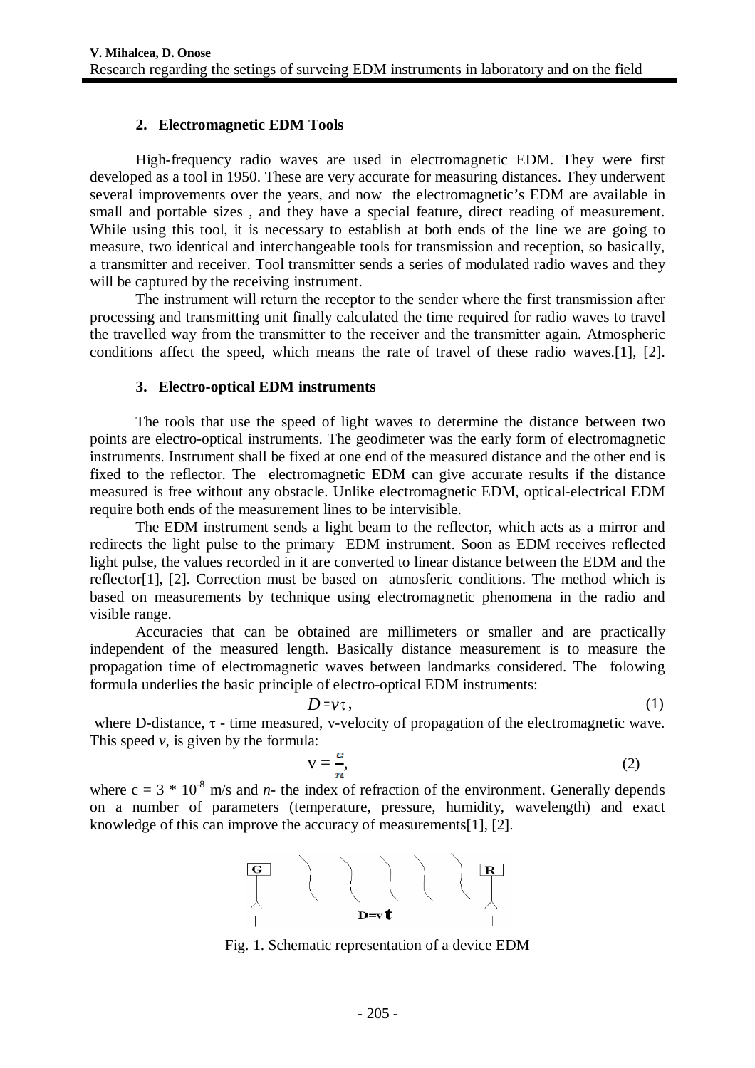## 2. Electromagnetic EDM Tools

High-frequency radio waves are used in electromagnetic EDM. They were first developed as a tool in 1950. These are very accurate for measuring distances. They underwent several improvements over the years, and now the electromagnetic's EDM are available in small and portable sizes , and they have a special feature, direct reading of measurement. While using this tool, it is necessary to establish at both ends of the line we are going to measure, two identical and interchangeable tools for transmission and reception, so basically, a transmitter and receiver. Tool transmitter sends a series of modulated radio waves and they will be captured by the receiving instrument.

The instrument will return the receptor to the sender where the first transmission after processing and transmitting unit finally calculated the time required for radio waves to travel the travelled way from the transmitter to the receiver and the transmitter again. Atmospheric conditions affect the speed, which means the rate of travel of these radio waves.[1], [2].

## 3. Electro-optical EDM instruments

The tools that use the speed of light waves to determine the distance between two points are electro-optical instruments. The geodimeter was the early form of electromagnetic instruments. Instrument shall be fixed at one end of the measured distance and the other end is fixed to the reflector. The electromagnetic EDM can give accurate results if the distance measured is free without any obstacle. Unlike electromagnetic EDM, optical-electrical EDM require both ends of the measurement lines to be intervisible.

The EDM instrument sends a light beam to the reflector, which acts as a mirror and redirects the light pulse to the primary EDM instrument. Soon as EDM receives reflected light pulse, the values recorded in it are converted to linear distance between the EDM and the reflector[1], [2]. Correction must be based on atmosferic conditions. The method which is based on measurements by technique using electromagnetic phenomena in the radio and visible range.

Accuracies that can be obtained are millimeters or smaller and are practically independent of the measured length. Basically distance measurement is to measure the propagation time of electromagnetic waves between landmarks considered. The folowing formula underlies the basic principle of electro-optical EDM instruments:

$$D = v\tau, \tag{1}$$

where D-distance, $\tau$ - time measured, v-velocity of propagation of the electromagnetic wave. This speed $v$, is given by the formula:

$$v = \frac{c}{n}, \tag{2}$$

where $c = 3 * 10^{-8}$ m/s and $n$- the index of refraction of the environment. Generally depends on a number of parameters (temperature, pressure, humidity, wavelength) and exact knowledge of this can improve the accuracy of measurements[1], [2].

Fig. 1. Schematic representation of a device EDM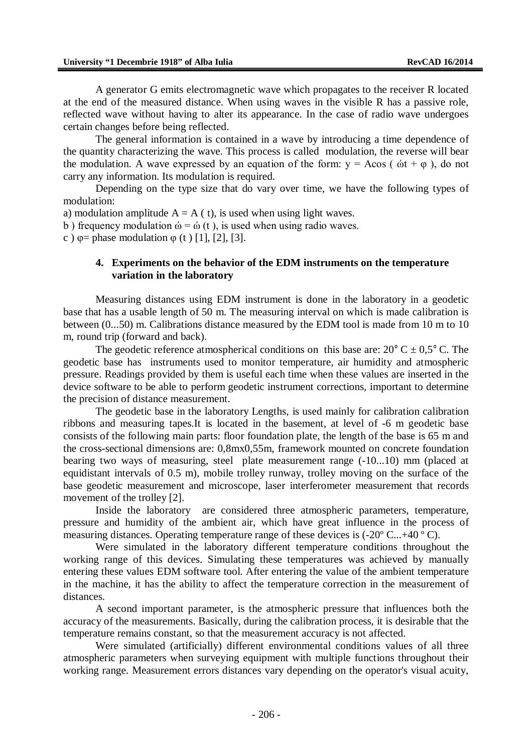A generator G emits electromagnetic wave which propagates to the receiver R located at the end of the measured distance. When using waves in the visible R has a passive role, reflected wave without having to alter its appearance. In the case of radio wave undergoes certain changes before being reflected.

The general information is contained in a wave by introducing a time dependence of the quantity characterizing the wave. This process is called modulation, the reverse will bear the modulation. A wave expressed by an equation of the form: $y = A\cos(\acute{\omega}t + \varphi)$, do not carry any information. Its modulation is required.

Depending on the type size that do vary over time, we have the following types of modulation:

a) modulation amplitude $A = A(t)$, is used when using light waves.

b ) frequency modulation $\acute{\omega} = \acute{\omega}(t)$, is used when using radio waves.

c ) $\varphi$= phase modulation $\varphi(t)$ [1], [2], [3].

## 4. Experiments on the behavior of the EDM instruments on the temperature variation in the laboratory

Measuring distances using EDM instrument is done in the laboratory in a geodetic base that has a usable length of 50 m. The measuring interval on which is made calibration is between (0...50) m. Calibrations distance measured by the EDM tool is made from 10 m to 10 m, round trip (forward and back).

The geodetic reference atmospherical conditions on this base are: 20° C ± 0,5° C. The geodetic base has instruments used to monitor temperature, air humidity and atmospheric pressure. Readings provided by them is useful each time when these values are inserted in the device software to be able to perform geodetic instrument corrections, important to determine the precision of distance measurement.

The geodetic base in the laboratory Lengths, is used mainly for calibration calibration ribbons and measuring tapes.It is located in the basement, at level of -6 m geodetic base consists of the following main parts: floor foundation plate, the length of the base is 65 m and the cross-sectional dimensions are: 0,8mx0,55m, framework mounted on concrete foundation bearing two ways of measuring, steel plate measurement range (-10...10) mm (placed at equidistant intervals of 0.5 m), mobile trolley runway, trolley moving on the surface of the base geodetic measurement and microscope, laser interferometer measurement that records movement of the trolley [2].

Inside the laboratory are considered three atmospheric parameters, temperature, pressure and humidity of the ambient air, which have great influence in the process of measuring distances. Operating temperature range of these devices is (-20º C...+40 º C).

Were simulated in the laboratory different temperature conditions throughout the working range of this devices. Simulating these temperatures was achieved by manually entering these values EDM software tool. After entering the value of the ambient temperature in the machine, it has the ability to affect the temperature correction in the measurement of distances.

A second important parameter, is the atmospheric pressure that influences both the accuracy of the measurements. Basically, during the calibration process, it is desirable that the temperature remains constant, so that the measurement accuracy is not affected.

Were simulated (artificially) different environmental conditions values of all three atmospheric parameters when surveying equipment with multiple functions throughout their working range. Measurement errors distances vary depending on the operator's visual acuity,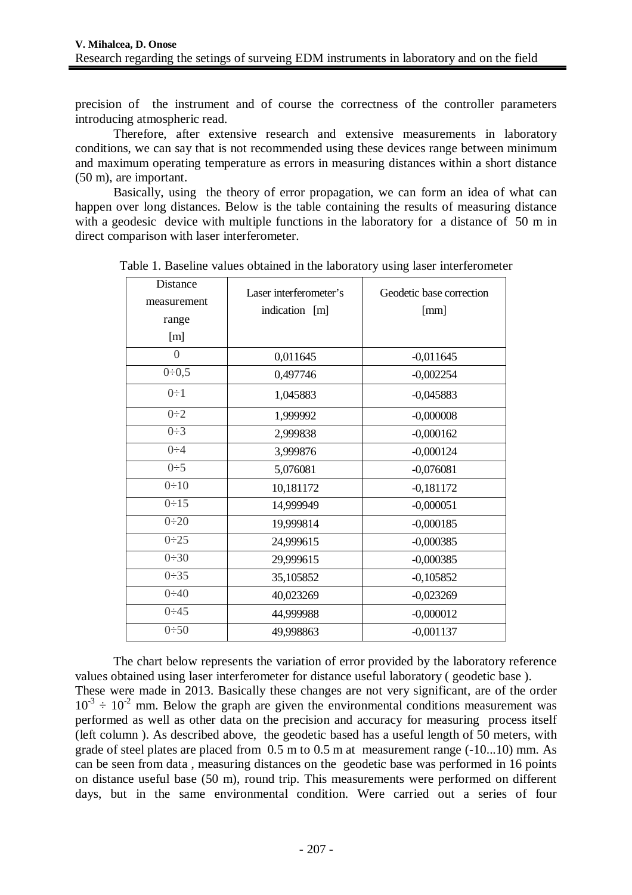precision of the instrument and of course the correctness of the controller parameters introducing atmospheric read.

Therefore, after extensive research and extensive measurements in laboratory conditions, we can say that is not recommended using these devices range between minimum and maximum operating temperature as errors in measuring distances within a short distance (50 m), are important.

Basically, using the theory of error propagation, we can form an idea of what can happen over long distances. Below is the table containing the results of measuring distance with a geodesic device with multiple functions in the laboratory for a distance of 50 m in direct comparison with laser interferometer.

Table 1. Baseline values obtained in the laboratory using laser interferometer

| Distance measurement range [m] | Laser interferometer's indication [m] | Geodetic base correction [mm] |
|---|---|---|
| 0 | 0,011645 | -0,011645 |
| 0÷0,5 | 0,497746 | -0,002254 |
| 0÷1 | 1,045883 | -0,045883 |
| 0÷2 | 1,999992 | -0,000008 |
| 0÷3 | 2,999838 | -0,000162 |
| 0÷4 | 3,999876 | -0,000124 |
| 0÷5 | 5,076081 | -0,076081 |
| 0÷10 | 10,181172 | -0,181172 |
| 0÷15 | 14,999949 | -0,000051 |
| 0÷20 | 19,999814 | -0,000185 |
| 0÷25 | 24,999615 | -0,000385 |
| 0÷30 | 29,999615 | -0,000385 |
| 0÷35 | 35,105852 | -0,105852 |
| 0÷40 | 40,023269 | -0,023269 |
| 0÷45 | 44,999988 | -0,000012 |
| 0÷50 | 49,998863 | -0,001137 |

The chart below represents the variation of error provided by the laboratory reference values obtained using laser interferometer for distance useful laboratory ( geodetic base ). These were made in 2013. Basically these changes are not very significant, are of the order $10^{-3} \div 10^{-2}$ mm. Below the graph are given the environmental conditions measurement was performed as well as other data on the precision and accuracy for measuring process itself (left column ). As described above, the geodetic based has a useful length of 50 meters, with grade of steel plates are placed from 0.5 m to 0.5 m at measurement range (-10...10) mm. As can be seen from data , measuring distances on the geodetic base was performed in 16 points on distance useful base (50 m), round trip. This measurements were performed on different days, but in the same environmental condition. Were carried out a series of four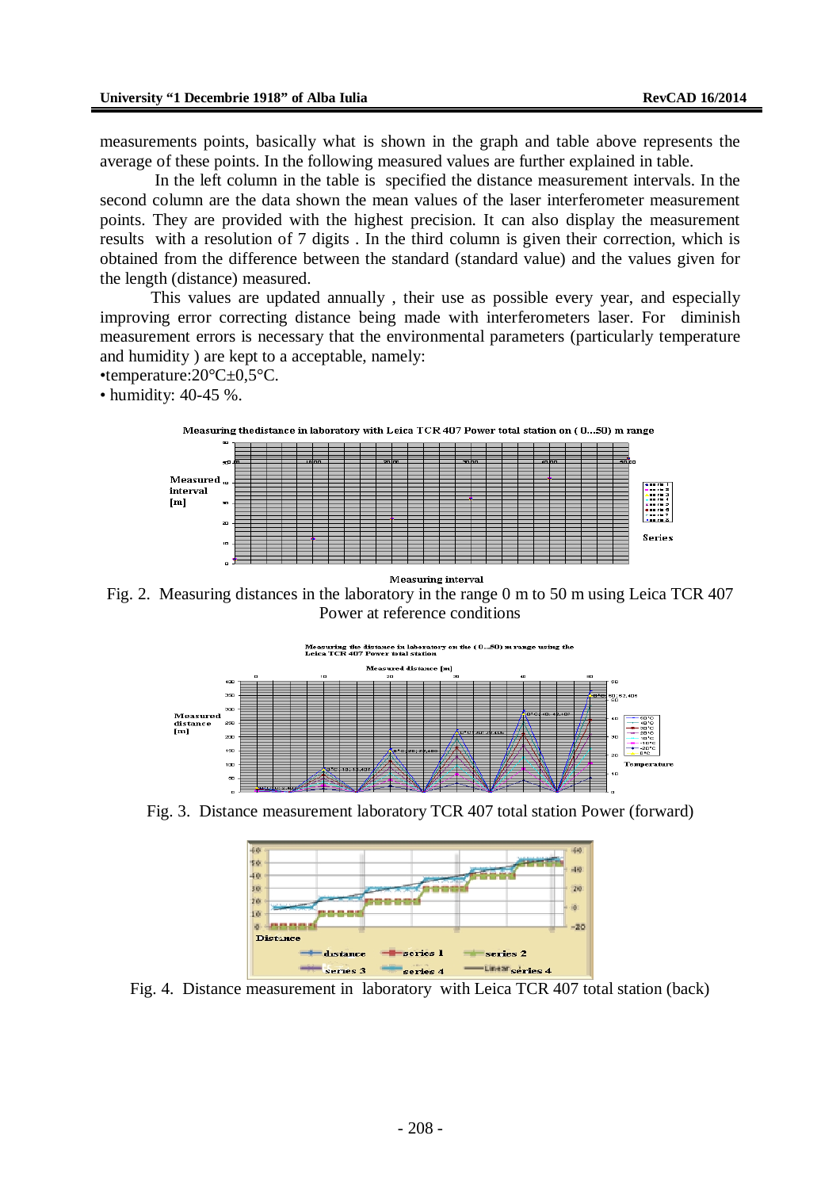measurements points, basically what is shown in the graph and table above represents the average of these points. In the following measured values are further explained in table.

In the left column in the table is specified the distance measurement intervals. In the second column are the data shown the mean values of the laser interferometer measurement points. They are provided with the highest precision. It can also display the measurement results with a resolution of 7 digits . In the third column is given their correction, which is obtained from the difference between the standard (standard value) and the values given for the length (distance) measured.

This values are updated annually , their use as possible every year, and especially improving error correcting distance being made with interferometers laser. For diminish measurement errors is necessary that the environmental parameters (particularly temperature and humidity ) are kept to a acceptable, namely:

•temperature:20°C±0,5°C.

• humidity: 40-45 %.

Fig. 2. Measuring distances in the laboratory in the range 0 m to 50 m using Leica TCR 407 Power at reference conditions

Fig. 3. Distance measurement laboratory TCR 407 total station Power (forward)

Fig. 4. Distance measurement in laboratory with Leica TCR 407 total station (back)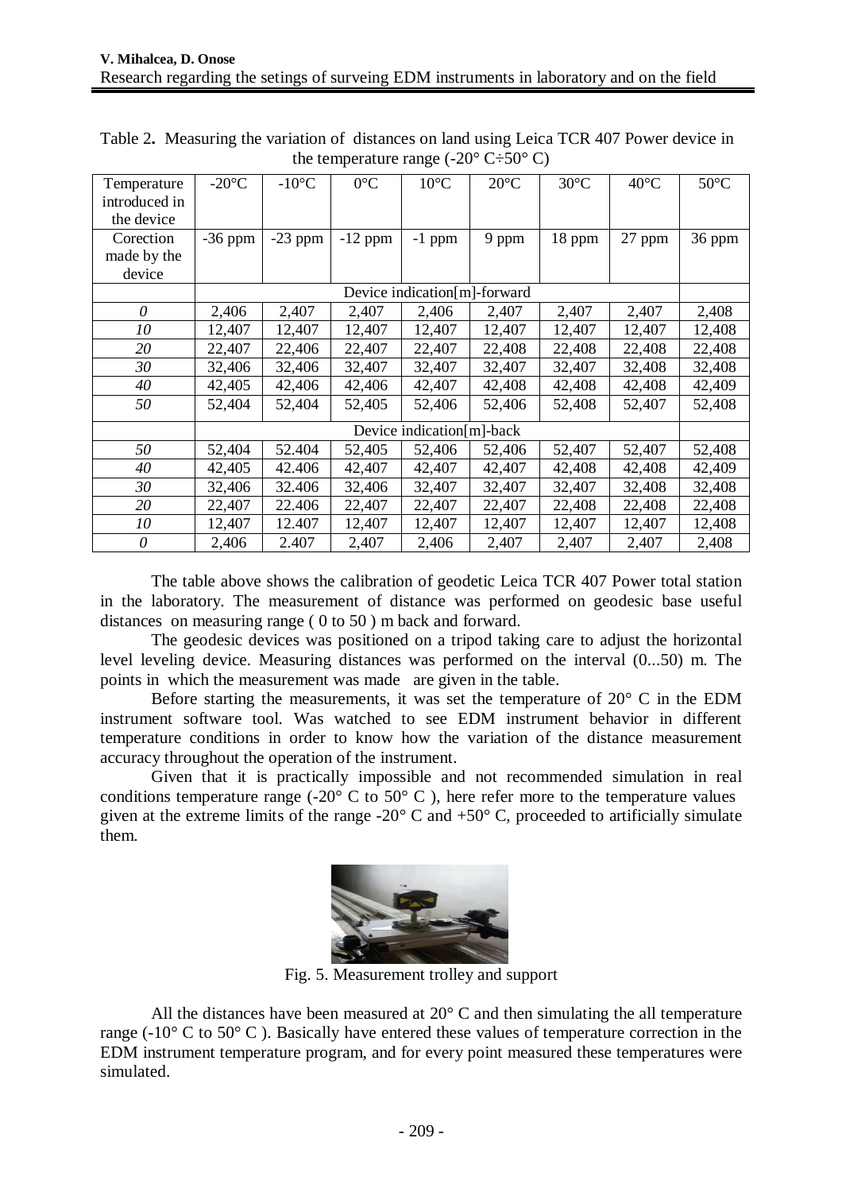Table 2**.** Measuring the variation of distances on land using Leica TCR 407 Power device in the temperature range (-20° C÷50° C)

| Temperature introduced in the device | -20°C | -10°C | 0°C | 10°C | 20°C | 30°C | 40°C | 50°C |
|---|---|---|---|---|---|---|---|---|
| Corection made by the device | -36 ppm | -23 ppm | -12 ppm | -1 ppm | 9 ppm | 18 ppm | 27 ppm | 36 ppm |
| | Device indication[m]-forward | | | | | | | |
| *0* | 2,406 | 2,407 | 2,407 | 2,406 | 2,407 | 2,407 | 2,407 | 2,408 |
| *10* | 12,407 | 12,407 | 12,407 | 12,407 | 12,407 | 12,407 | 12,407 | 12,408 |
| *20* | 22,407 | 22,406 | 22,407 | 22,407 | 22,408 | 22,408 | 22,408 | 22,408 |
| *30* | 32,406 | 32,406 | 32,407 | 32,407 | 32,407 | 32,407 | 32,408 | 32,408 |
| *40* | 42,405 | 42,406 | 42,406 | 42,407 | 42,408 | 42,408 | 42,408 | 42,409 |
| *50* | 52,404 | 52,404 | 52,405 | 52,406 | 52,406 | 52,408 | 52,407 | 52,408 |
| | Device indication[m]-back | | | | | | | |
| *50* | 52,404 | 52.404 | 52,405 | 52,406 | 52,406 | 52,407 | 52,407 | 52,408 |
| *40* | 42,405 | 42.406 | 42,407 | 42,407 | 42,407 | 42,408 | 42,408 | 42,409 |
| *30* | 32,406 | 32.406 | 32,406 | 32,407 | 32,407 | 32,407 | 32,408 | 32,408 |
| *20* | 22,407 | 22.406 | 22,407 | 22,407 | 22,407 | 22,408 | 22,408 | 22,408 |
| *10* | 12,407 | 12.407 | 12,407 | 12,407 | 12,407 | 12,407 | 12,407 | 12,408 |
| *0* | 2,406 | 2.407 | 2,407 | 2,406 | 2,407 | 2,407 | 2,407 | 2,408 |

The table above shows the calibration of geodetic Leica TCR 407 Power total station in the laboratory. The measurement of distance was performed on geodesic base useful distances on measuring range ( 0 to 50 ) m back and forward.

The geodesic devices was positioned on a tripod taking care to adjust the horizontal level leveling device. Measuring distances was performed on the interval (0...50) m. The points in which the measurement was made are given in the table.

Before starting the measurements, it was set the temperature of 20° C in the EDM instrument software tool. Was watched to see EDM instrument behavior in different temperature conditions in order to know how the variation of the distance measurement accuracy throughout the operation of the instrument.

Given that it is practically impossible and not recommended simulation in real conditions temperature range (-20° C to 50° C ), here refer more to the temperature values given at the extreme limits of the range -20° C and +50° C, proceeded to artificially simulate them.

Fig. 5. Measurement trolley and support

All the distances have been measured at 20° C and then simulating the all temperature range (-10° C to 50° C ). Basically have entered these values of temperature correction in the EDM instrument temperature program, and for every point measured these temperatures were simulated.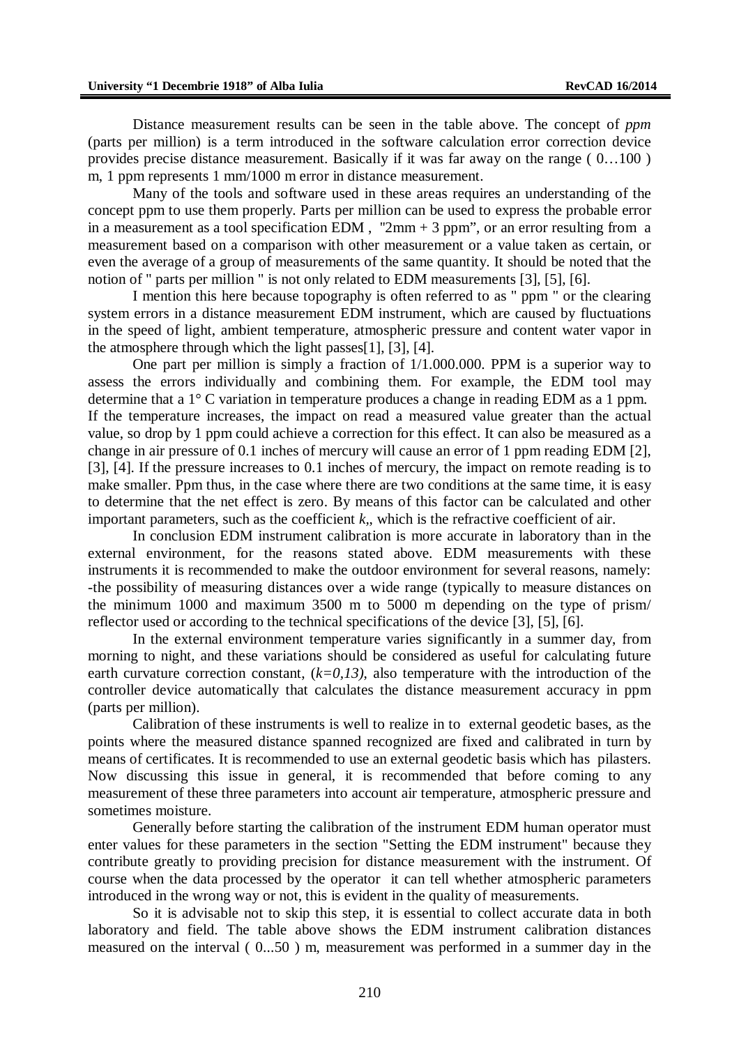Distance measurement results can be seen in the table above. The concept of *ppm* (parts per million) is a term introduced in the software calculation error correction device provides precise distance measurement. Basically if it was far away on the range ( 0…100 ) m, 1 ppm represents 1 mm/1000 m error in distance measurement.

Many of the tools and software used in these areas requires an understanding of the concept ppm to use them properly. Parts per million can be used to express the probable error in a measurement as a tool specification EDM , "2mm + 3 ppm", or an error resulting from a measurement based on a comparison with other measurement or a value taken as certain, or even the average of a group of measurements of the same quantity. It should be noted that the notion of " parts per million " is not only related to EDM measurements [3], [5], [6].

I mention this here because topography is often referred to as " ppm " or the clearing system errors in a distance measurement EDM instrument, which are caused by fluctuations in the speed of light, ambient temperature, atmospheric pressure and content water vapor in the atmosphere through which the light passes[1], [3], [4].

One part per million is simply a fraction of 1/1.000.000. PPM is a superior way to assess the errors individually and combining them. For example, the EDM tool may determine that a 1° C variation in temperature produces a change in reading EDM as a 1 ppm. If the temperature increases, the impact on read a measured value greater than the actual value, so drop by 1 ppm could achieve a correction for this effect. It can also be measured as a change in air pressure of 0.1 inches of mercury will cause an error of 1 ppm reading EDM [2], [3], [4]. If the pressure increases to 0.1 inches of mercury, the impact on remote reading is to make smaller. Ppm thus, in the case where there are two conditions at the same time, it is easy to determine that the net effect is zero. By means of this factor can be calculated and other important parameters, such as the coefficient *k*,, which is the refractive coefficient of air.

In conclusion EDM instrument calibration is more accurate in laboratory than in the external environment, for the reasons stated above. EDM measurements with these instruments it is recommended to make the outdoor environment for several reasons, namely: -the possibility of measuring distances over a wide range (typically to measure distances on the minimum 1000 and maximum 3500 m to 5000 m depending on the type of prism/ reflector used or according to the technical specifications of the device [3], [5], [6].

In the external environment temperature varies significantly in a summer day, from morning to night, and these variations should be considered as useful for calculating future earth curvature correction constant, ($k=0,13$), also temperature with the introduction of the controller device automatically that calculates the distance measurement accuracy in ppm (parts per million).

Calibration of these instruments is well to realize in to external geodetic bases, as the points where the measured distance spanned recognized are fixed and calibrated in turn by means of certificates. It is recommended to use an external geodetic basis which has pilasters. Now discussing this issue in general, it is recommended that before coming to any measurement of these three parameters into account air temperature, atmospheric pressure and sometimes moisture.

Generally before starting the calibration of the instrument EDM human operator must enter values for these parameters in the section "Setting the EDM instrument" because they contribute greatly to providing precision for distance measurement with the instrument. Of course when the data processed by the operator it can tell whether atmospheric parameters introduced in the wrong way or not, this is evident in the quality of measurements.

So it is advisable not to skip this step, it is essential to collect accurate data in both laboratory and field. The table above shows the EDM instrument calibration distances measured on the interval ( 0...50 ) m, measurement was performed in a summer day in the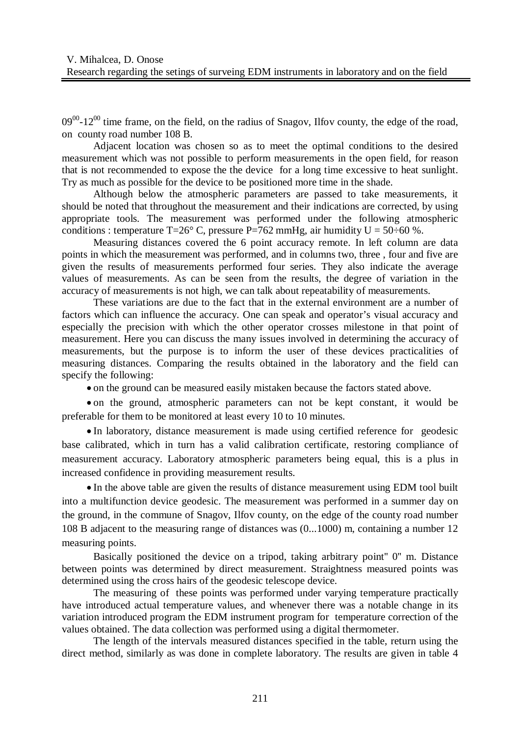$09^{00}$-$12^{00}$ time frame, on the field, on the radius of Snagov, Ilfov county, the edge of the road, on county road number 108 B.

Adjacent location was chosen so as to meet the optimal conditions to the desired measurement which was not possible to perform measurements in the open field, for reason that is not recommended to expose the the device for a long time excessive to heat sunlight. Try as much as possible for the device to be positioned more time in the shade.

Although below the atmospheric parameters are passed to take measurements, it should be noted that throughout the measurement and their indications are corrected, by using appropriate tools. The measurement was performed under the following atmospheric conditions : temperature T=26° C, pressure P=762 mmHg, air humidity U = 50÷60 %.

Measuring distances covered the 6 point accuracy remote. In left column are data points in which the measurement was performed, and in columns two, three , four and five are given the results of measurements performed four series. They also indicate the average values of measurements. As can be seen from the results, the degree of variation in the accuracy of measurements is not high, we can talk about repeatability of measurements.

These variations are due to the fact that in the external environment are a number of factors which can influence the accuracy. One can speak and operator's visual accuracy and especially the precision with which the other operator crosses milestone in that point of measurement. Here you can discuss the many issues involved in determining the accuracy of measurements, but the purpose is to inform the user of these devices practicalities of measuring distances. Comparing the results obtained in the laboratory and the field can specify the following:

- on the ground can be measured easily mistaken because the factors stated above.
- on the ground, atmospheric parameters can not be kept constant, it would be preferable for them to be monitored at least every 10 to 10 minutes.
- In laboratory, distance measurement is made using certified reference for geodesic base calibrated, which in turn has a valid calibration certificate, restoring compliance of measurement accuracy. Laboratory atmospheric parameters being equal, this is a plus in increased confidence in providing measurement results.
- In the above table are given the results of distance measurement using EDM tool built into a multifunction device geodesic. The measurement was performed in a summer day on the ground, in the commune of Snagov, Ilfov county, on the edge of the county road number 108 B adjacent to the measuring range of distances was (0...1000) m, containing a number 12 measuring points.

Basically positioned the device on a tripod, taking arbitrary point" 0" m. Distance between points was determined by direct measurement. Straightness measured points was determined using the cross hairs of the geodesic telescope device.

The measuring of these points was performed under varying temperature practically have introduced actual temperature values, and whenever there was a notable change in its variation introduced program the EDM instrument program for temperature correction of the values obtained. The data collection was performed using a digital thermometer.

The length of the intervals measured distances specified in the table, return using the direct method, similarly as was done in complete laboratory. The results are given in table 4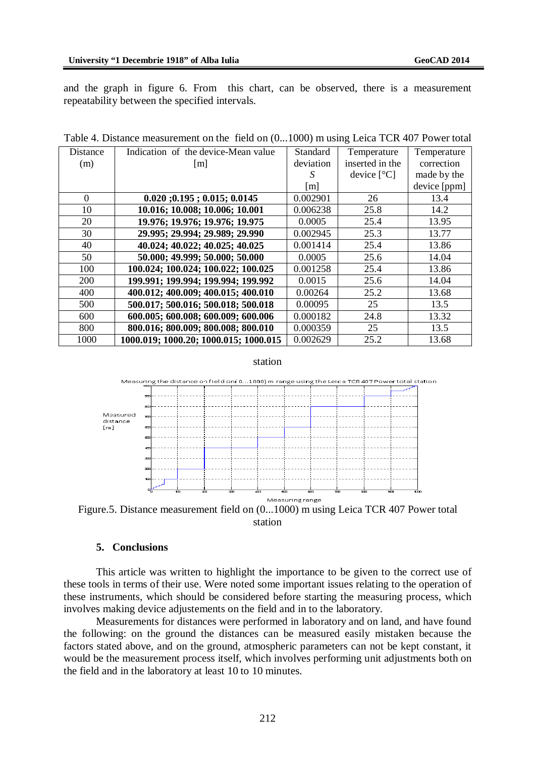and the graph in figure 6. From this chart, can be observed, there is a measurement repeatability between the specified intervals.

Table 4. Distance measurement on the field on (0...1000) m using Leica TCR 407 Power total station

| Distance (m) | Indication of the device-Mean value [m] | Standard deviation *S* [m] | Temperature inserted in the device [°C] | Temperature correction made by the device [ppm] |
|---|---|---|---|---|
| 0 | **0.020 ;0.195 ; 0.015; 0.0145** | 0.002901 | 26 | 13.4 |
| 10 | **10.016; 10.008; 10.006; 10.001** | 0.006238 | 25.8 | 14.2 |
| 20 | **19.976; 19.976; 19.976; 19.975** | 0.0005 | 25.4 | 13.95 |
| 30 | **29.995; 29.994; 29.989; 29.990** | 0.002945 | 25.3 | 13.77 |
| 40 | **40.024; 40.022; 40.025; 40.025** | 0.001414 | 25.4 | 13.86 |
| 50 | **50.000; 49.999; 50.000; 50.000** | 0.0005 | 25.6 | 14.04 |
| 100 | **100.024; 100.024; 100.022; 100.025** | 0.001258 | 25.4 | 13.86 |
| 200 | **199.991; 199.994; 199.994; 199.992** | 0.0015 | 25.6 | 14.04 |
| 400 | **400.012; 400.009; 400.015; 400.010** | 0.00264 | 25.2 | 13.68 |
| 500 | **500.017; 500.016; 500.018; 500.018** | 0.00095 | 25 | 13.5 |
| 600 | **600.005; 600.008; 600.009; 600.006** | 0.000182 | 24.8 | 13.32 |
| 800 | **800.016; 800.009; 800.008; 800.010** | 0.000359 | 25 | 13.5 |
| 1000 | **1000.019; 1000.20; 1000.015; 1000.015** | 0.002629 | 25.2 | 13.68 |

Figure.5. Distance measurement field on (0...1000) m using Leica TCR 407 Power total station

## 5. Conclusions

This article was written to highlight the importance to be given to the correct use of these tools in terms of their use. Were noted some important issues relating to the operation of these instruments, which should be considered before starting the measuring process, which involves making device adjustements on the field and in to the laboratory.

Measurements for distances were performed in laboratory and on land, and have found the following: on the ground the distances can be measured easily mistaken because the factors stated above, and on the ground, atmospheric parameters can not be kept constant, it would be the measurement process itself, which involves performing unit adjustments both on the field and in the laboratory at least 10 to 10 minutes.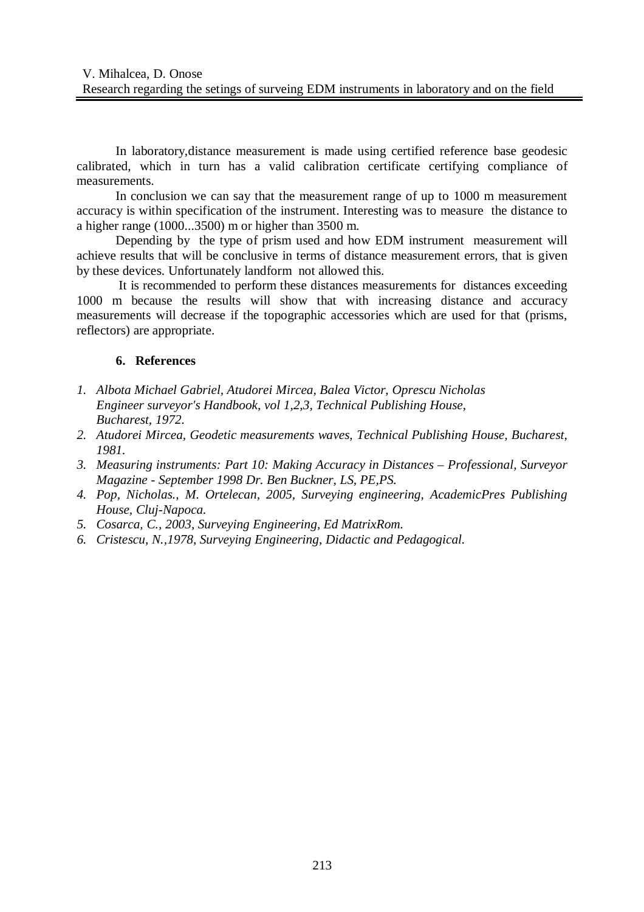In laboratory,distance measurement is made using certified reference base geodesic calibrated, which in turn has a valid calibration certificate certifying compliance of measurements.

In conclusion we can say that the measurement range of up to 1000 m measurement accuracy is within specification of the instrument. Interesting was to measure the distance to a higher range (1000...3500) m or higher than 3500 m.

Depending by the type of prism used and how EDM instrument measurement will achieve results that will be conclusive in terms of distance measurement errors, that is given by these devices. Unfortunately landform not allowed this.

It is recommended to perform these distances measurements for distances exceeding 1000 m because the results will show that with increasing distance and accuracy measurements will decrease if the topographic accessories which are used for that (prisms, reflectors) are appropriate.

## 6. References

1. *Albota Michael Gabriel, Atudorei Mircea, Balea Victor, Oprescu Nicholas Engineer surveyor's Handbook, vol 1,2,3, Technical Publishing House, Bucharest, 1972.*
2. *Atudorei Mircea, Geodetic measurements waves, Technical Publishing House, Bucharest, 1981.*
3. *Measuring instruments: Part 10: Making Accuracy in Distances – Professional, Surveyor Magazine - September 1998 Dr. Ben Buckner, LS, PE,PS.*
4. *Pop, Nicholas., M. Ortelecan, 2005, Surveying engineering, AcademicPres Publishing House, Cluj-Napoca.*
5. *Cosarca, C., 2003, Surveying Engineering, Ed MatrixRom.*
6. *Cristescu, N.,1978, Surveying Engineering, Didactic and Pedagogical.*